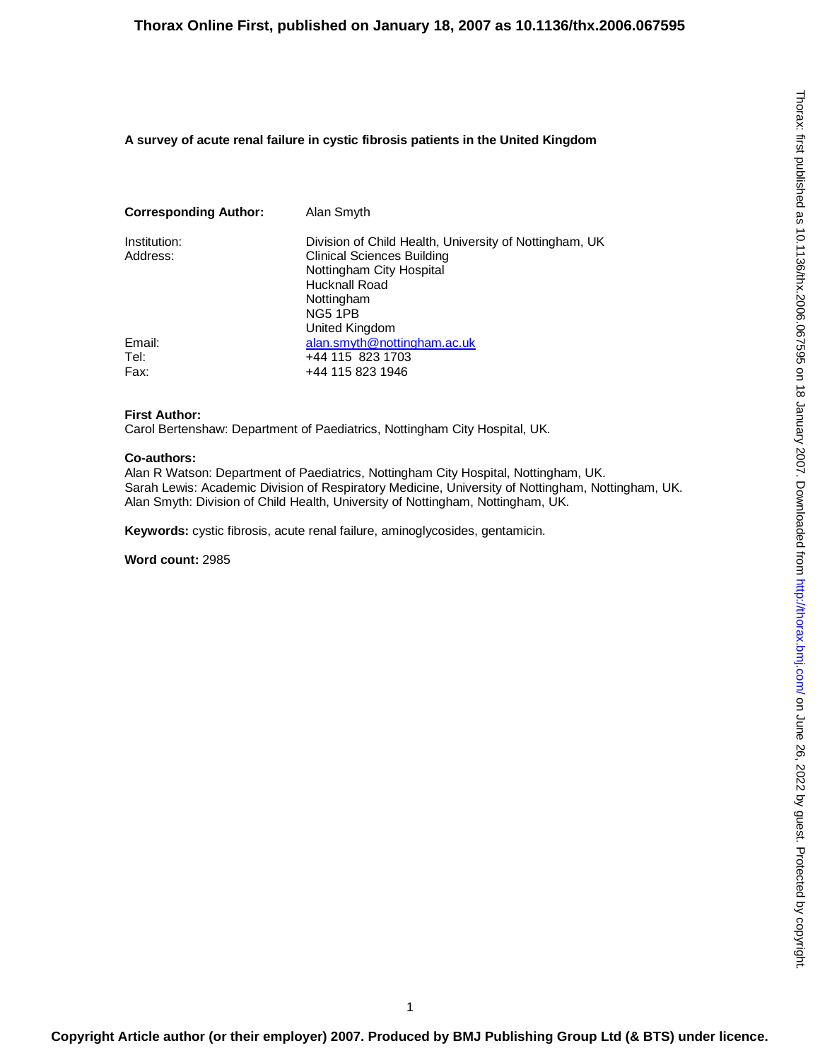# A survey of acute renal failure in cystic fibrosis patients in the United Kingdom

| | |
|---|---|
| **Corresponding Author:** | Alan Smyth |
| Institution: | Division of Child Health, University of Nottingham, UK |
| Address: | Clinical Sciences Building<br>Nottingham City Hospital<br>Hucknall Road<br>Nottingham<br>NG5 1PB<br>United Kingdom |
| Email: | alan.smyth@nottingham.ac.uk |
| Tel: | +44 115 823 1703 |
| Fax: | +44 115 823 1946 |

**First Author:**
Carol Bertenshaw: Department of Paediatrics, Nottingham City Hospital, UK.

**Co-authors:**
Alan R Watson: Department of Paediatrics, Nottingham City Hospital, Nottingham, UK.
Sarah Lewis: Academic Division of Respiratory Medicine, University of Nottingham, Nottingham, UK.
Alan Smyth: Division of Child Health, University of Nottingham, Nottingham, UK.

**Keywords:** cystic fibrosis, acute renal failure, aminoglycosides, gentamicin.

**Word count:** 2985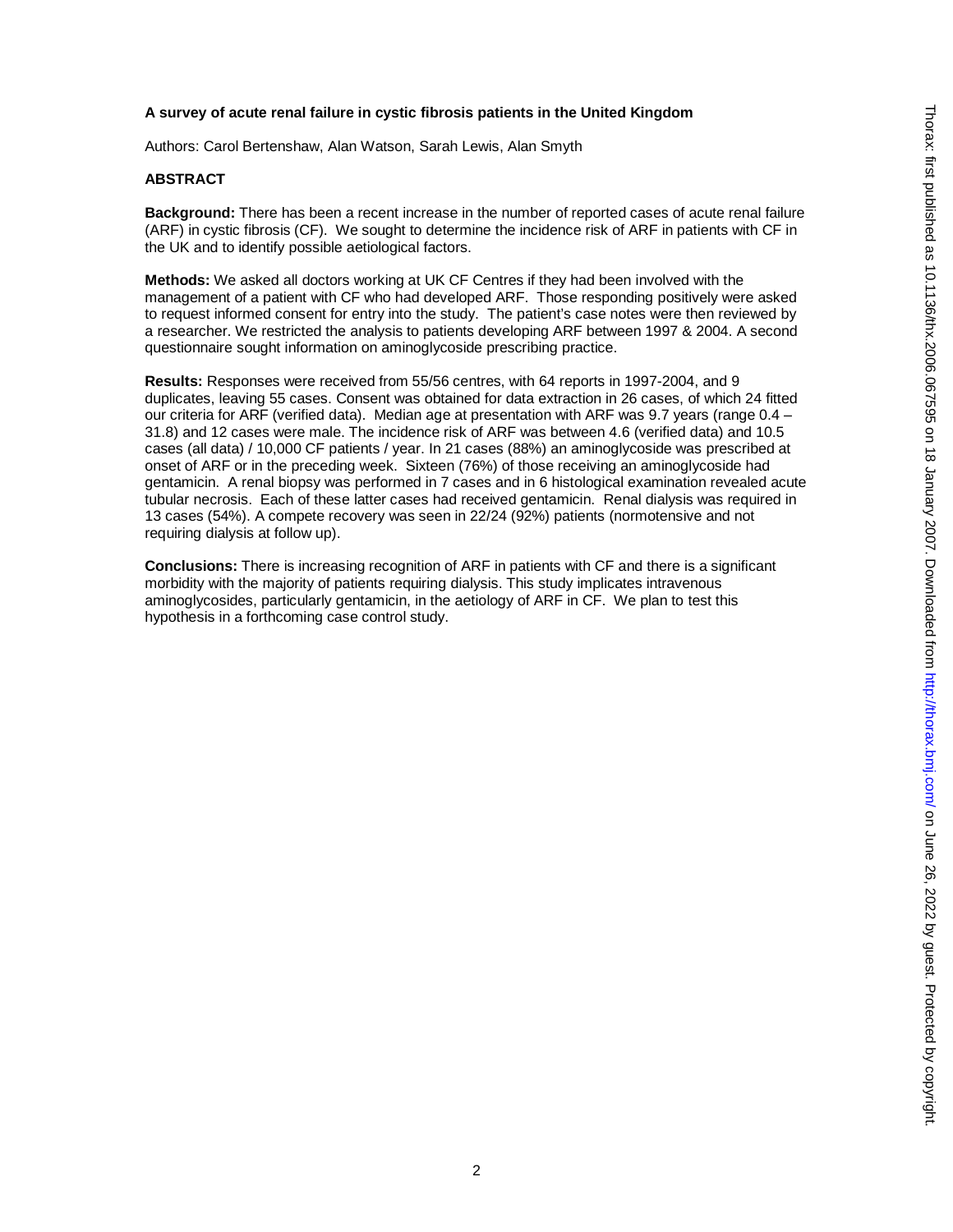**A survey of acute renal failure in cystic fibrosis patients in the United Kingdom**

Authors: Carol Bertenshaw, Alan Watson, Sarah Lewis, Alan Smyth

## ABSTRACT

**Background:** There has been a recent increase in the number of reported cases of acute renal failure (ARF) in cystic fibrosis (CF). We sought to determine the incidence risk of ARF in patients with CF in the UK and to identify possible aetiological factors.

**Methods:** We asked all doctors working at UK CF Centres if they had been involved with the management of a patient with CF who had developed ARF. Those responding positively were asked to request informed consent for entry into the study. The patient's case notes were then reviewed by a researcher. We restricted the analysis to patients developing ARF between 1997 & 2004. A second questionnaire sought information on aminoglycoside prescribing practice.

**Results:** Responses were received from 55/56 centres, with 64 reports in 1997-2004, and 9 duplicates, leaving 55 cases. Consent was obtained for data extraction in 26 cases, of which 24 fitted our criteria for ARF (verified data). Median age at presentation with ARF was 9.7 years (range 0.4 – 31.8) and 12 cases were male. The incidence risk of ARF was between 4.6 (verified data) and 10.5 cases (all data) / 10,000 CF patients / year. In 21 cases (88%) an aminoglycoside was prescribed at onset of ARF or in the preceding week. Sixteen (76%) of those receiving an aminoglycoside had gentamicin. A renal biopsy was performed in 7 cases and in 6 histological examination revealed acute tubular necrosis. Each of these latter cases had received gentamicin. Renal dialysis was required in 13 cases (54%). A compete recovery was seen in 22/24 (92%) patients (normotensive and not requiring dialysis at follow up).

**Conclusions:** There is increasing recognition of ARF in patients with CF and there is a significant morbidity with the majority of patients requiring dialysis. This study implicates intravenous aminoglycosides, particularly gentamicin, in the aetiology of ARF in CF. We plan to test this hypothesis in a forthcoming case control study.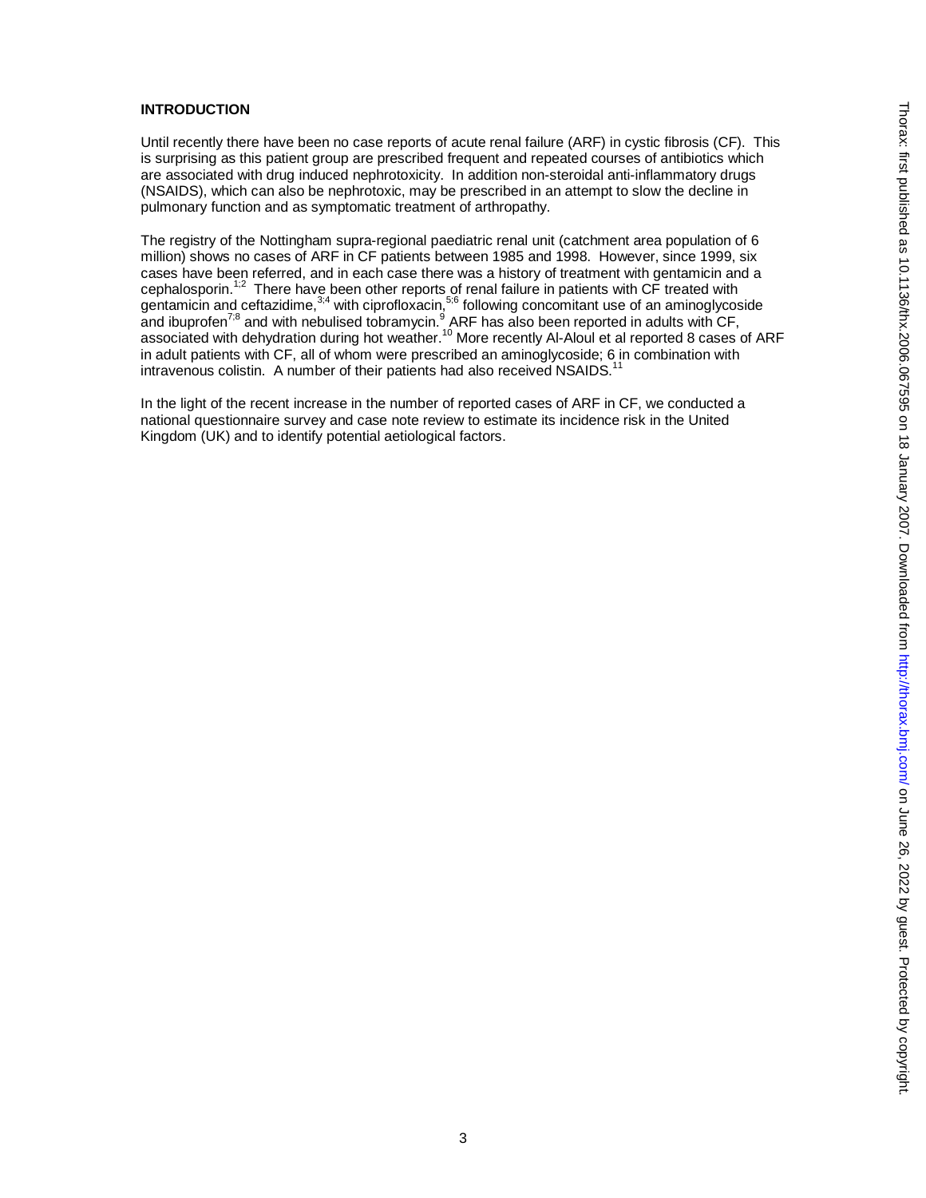## INTRODUCTION

Until recently there have been no case reports of acute renal failure (ARF) in cystic fibrosis (CF). This is surprising as this patient group are prescribed frequent and repeated courses of antibiotics which are associated with drug induced nephrotoxicity. In addition non-steroidal anti-inflammatory drugs (NSAIDS), which can also be nephrotoxic, may be prescribed in an attempt to slow the decline in pulmonary function and as symptomatic treatment of arthropathy.

The registry of the Nottingham supra-regional paediatric renal unit (catchment area population of 6 million) shows no cases of ARF in CF patients between 1985 and 1998. However, since 1999, six cases have been referred, and in each case there was a history of treatment with gentamicin and a cephalosporin.[1;2] There have been other reports of renal failure in patients with CF treated with gentamicin and ceftazidime,[3;4] with ciprofloxacin,[5;6] following concomitant use of an aminoglycoside and ibuprofen[7;8] and with nebulised tobramycin.[9] ARF has also been reported in adults with CF, associated with dehydration during hot weather.[10] More recently Al-Aloul et al reported 8 cases of ARF in adult patients with CF, all of whom were prescribed an aminoglycoside; 6 in combination with intravenous colistin. A number of their patients had also received NSAIDS.[11]

In the light of the recent increase in the number of reported cases of ARF in CF, we conducted a national questionnaire survey and case note review to estimate its incidence risk in the United Kingdom (UK) and to identify potential aetiological factors.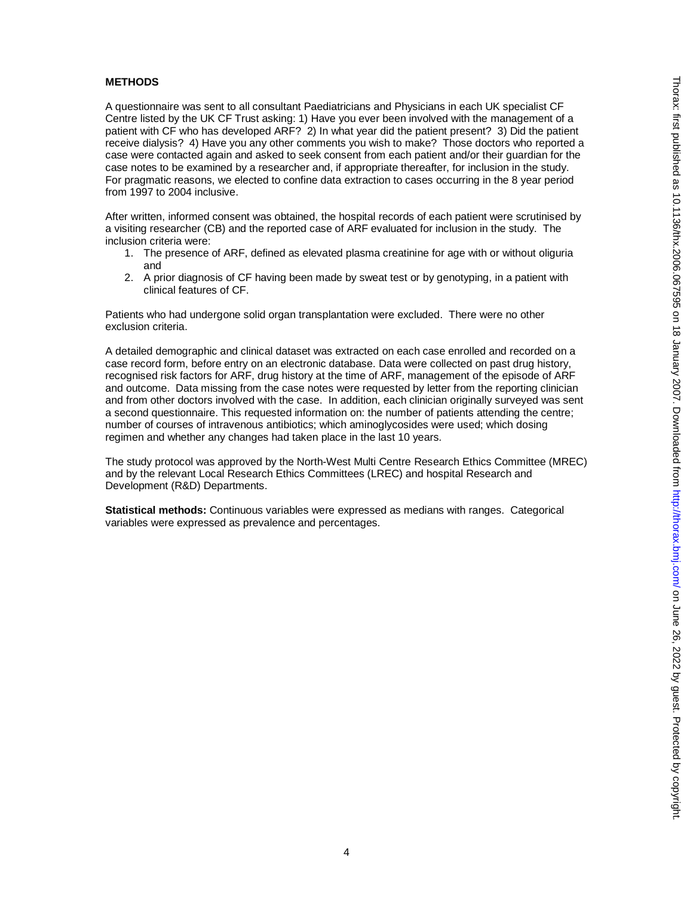## METHODS

A questionnaire was sent to all consultant Paediatricians and Physicians in each UK specialist CF Centre listed by the UK CF Trust asking: 1) Have you ever been involved with the management of a patient with CF who has developed ARF? 2) In what year did the patient present? 3) Did the patient receive dialysis? 4) Have you any other comments you wish to make? Those doctors who reported a case were contacted again and asked to seek consent from each patient and/or their guardian for the case notes to be examined by a researcher and, if appropriate thereafter, for inclusion in the study. For pragmatic reasons, we elected to confine data extraction to cases occurring in the 8 year period from 1997 to 2004 inclusive.

After written, informed consent was obtained, the hospital records of each patient were scrutinised by a visiting researcher (CB) and the reported case of ARF evaluated for inclusion in the study. The inclusion criteria were:

1. The presence of ARF, defined as elevated plasma creatinine for age with or without oliguria and
2. A prior diagnosis of CF having been made by sweat test or by genotyping, in a patient with clinical features of CF.

Patients who had undergone solid organ transplantation were excluded. There were no other exclusion criteria.

A detailed demographic and clinical dataset was extracted on each case enrolled and recorded on a case record form, before entry on an electronic database. Data were collected on past drug history, recognised risk factors for ARF, drug history at the time of ARF, management of the episode of ARF and outcome. Data missing from the case notes were requested by letter from the reporting clinician and from other doctors involved with the case. In addition, each clinician originally surveyed was sent a second questionnaire. This requested information on: the number of patients attending the centre; number of courses of intravenous antibiotics; which aminoglycosides were used; which dosing regimen and whether any changes had taken place in the last 10 years.

The study protocol was approved by the North-West Multi Centre Research Ethics Committee (MREC) and by the relevant Local Research Ethics Committees (LREC) and hospital Research and Development (R&D) Departments.

**Statistical methods:** Continuous variables were expressed as medians with ranges. Categorical variables were expressed as prevalence and percentages.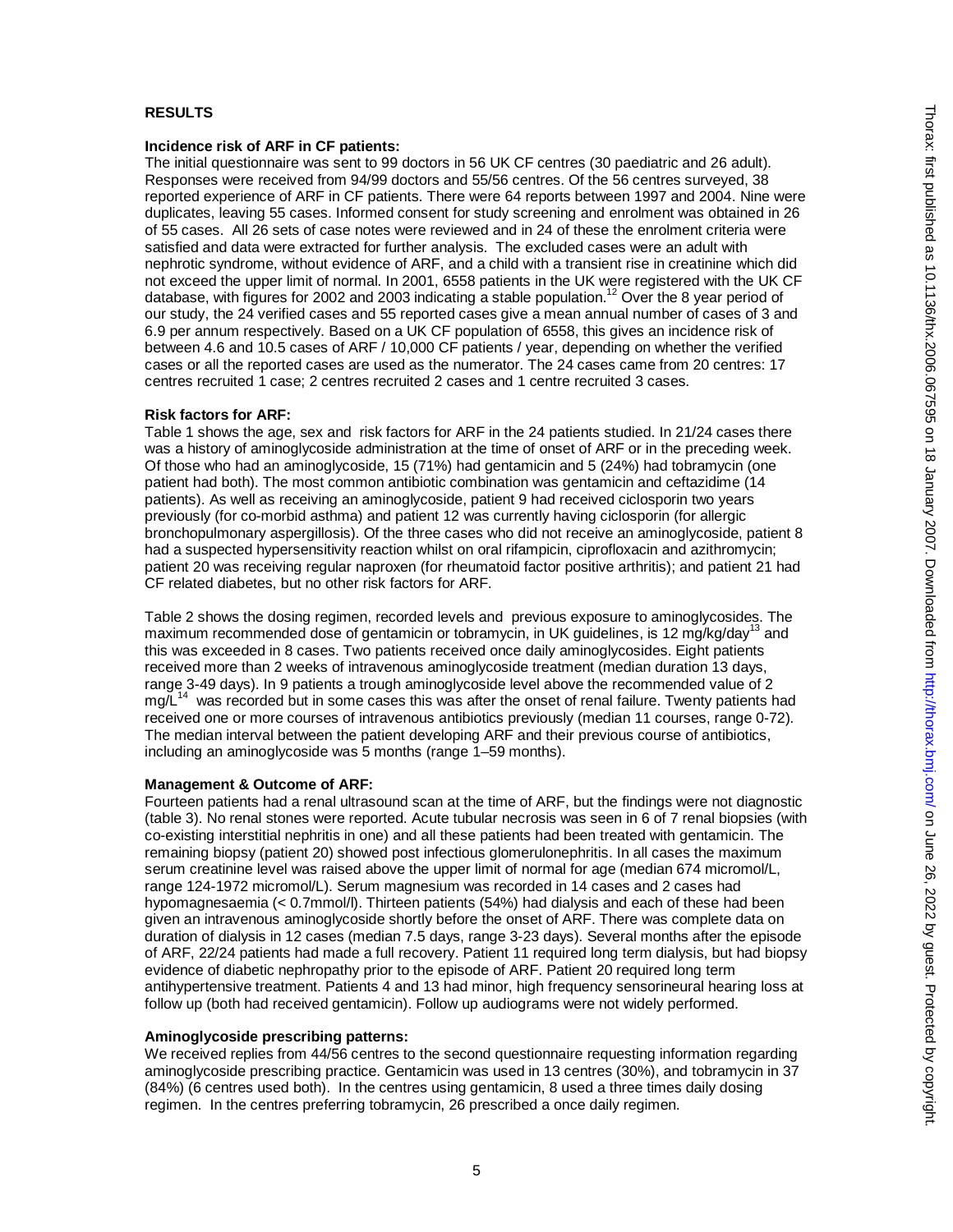**RESULTS**

**Incidence risk of ARF in CF patients:**

The initial questionnaire was sent to 99 doctors in 56 UK CF centres (30 paediatric and 26 adult). Responses were received from 94/99 doctors and 55/56 centres. Of the 56 centres surveyed, 38 reported experience of ARF in CF patients. There were 64 reports between 1997 and 2004. Nine were duplicates, leaving 55 cases. Informed consent for study screening and enrolment was obtained in 26 of 55 cases. All 26 sets of case notes were reviewed and in 24 of these the enrolment criteria were satisfied and data were extracted for further analysis. The excluded cases were an adult with nephrotic syndrome, without evidence of ARF, and a child with a transient rise in creatinine which did not exceed the upper limit of normal. In 2001, 6558 patients in the UK were registered with the UK CF database, with figures for 2002 and 2003 indicating a stable population.[12] Over the 8 year period of our study, the 24 verified cases and 55 reported cases give a mean annual number of cases of 3 and 6.9 per annum respectively. Based on a UK CF population of 6558, this gives an incidence risk of between 4.6 and 10.5 cases of ARF / 10,000 CF patients / year, depending on whether the verified cases or all the reported cases are used as the numerator. The 24 cases came from 20 centres: 17 centres recruited 1 case; 2 centres recruited 2 cases and 1 centre recruited 3 cases.

**Risk factors for ARF:**

Table 1 shows the age, sex and risk factors for ARF in the 24 patients studied. In 21/24 cases there was a history of aminoglycoside administration at the time of onset of ARF or in the preceding week. Of those who had an aminoglycoside, 15 (71%) had gentamicin and 5 (24%) had tobramycin (one patient had both). The most common antibiotic combination was gentamicin and ceftazidime (14 patients). As well as receiving an aminoglycoside, patient 9 had received ciclosporin two years previously (for co-morbid asthma) and patient 12 was currently having ciclosporin (for allergic bronchopulmonary aspergillosis). Of the three cases who did not receive an aminoglycoside, patient 8 had a suspected hypersensitivity reaction whilst on oral rifampicin, ciprofloxacin and azithromycin; patient 20 was receiving regular naproxen (for rheumatoid factor positive arthritis); and patient 21 had CF related diabetes, but no other risk factors for ARF.

Table 2 shows the dosing regimen, recorded levels and previous exposure to aminoglycosides. The maximum recommended dose of gentamicin or tobramycin, in UK guidelines, is 12 mg/kg/day[13] and this was exceeded in 8 cases. Two patients received once daily aminoglycosides. Eight patients received more than 2 weeks of intravenous aminoglycoside treatment (median duration 13 days, range 3-49 days). In 9 patients a trough aminoglycoside level above the recommended value of 2 mg/L[14] was recorded but in some cases this was after the onset of renal failure. Twenty patients had received one or more courses of intravenous antibiotics previously (median 11 courses, range 0-72). The median interval between the patient developing ARF and their previous course of antibiotics, including an aminoglycoside was 5 months (range 1–59 months).

**Management & Outcome of ARF:**

Fourteen patients had a renal ultrasound scan at the time of ARF, but the findings were not diagnostic (table 3). No renal stones were reported. Acute tubular necrosis was seen in 6 of 7 renal biopsies (with co-existing interstitial nephritis in one) and all these patients had been treated with gentamicin. The remaining biopsy (patient 20) showed post infectious glomerulonephritis. In all cases the maximum serum creatinine level was raised above the upper limit of normal for age (median 674 micromol/L, range 124-1972 micromol/L). Serum magnesium was recorded in 14 cases and 2 cases had hypomagnesaemia (< 0.7mmol/l). Thirteen patients (54%) had dialysis and each of these had been given an intravenous aminoglycoside shortly before the onset of ARF. There was complete data on duration of dialysis in 12 cases (median 7.5 days, range 3-23 days). Several months after the episode of ARF, 22/24 patients had made a full recovery. Patient 11 required long term dialysis, but had biopsy evidence of diabetic nephropathy prior to the episode of ARF. Patient 20 required long term antihypertensive treatment. Patients 4 and 13 had minor, high frequency sensorineural hearing loss at follow up (both had received gentamicin). Follow up audiograms were not widely performed.

**Aminoglycoside prescribing patterns:**

We received replies from 44/56 centres to the second questionnaire requesting information regarding aminoglycoside prescribing practice. Gentamicin was used in 13 centres (30%), and tobramycin in 37 (84%) (6 centres used both). In the centres using gentamicin, 8 used a three times daily dosing regimen. In the centres preferring tobramycin, 26 prescribed a once daily regimen.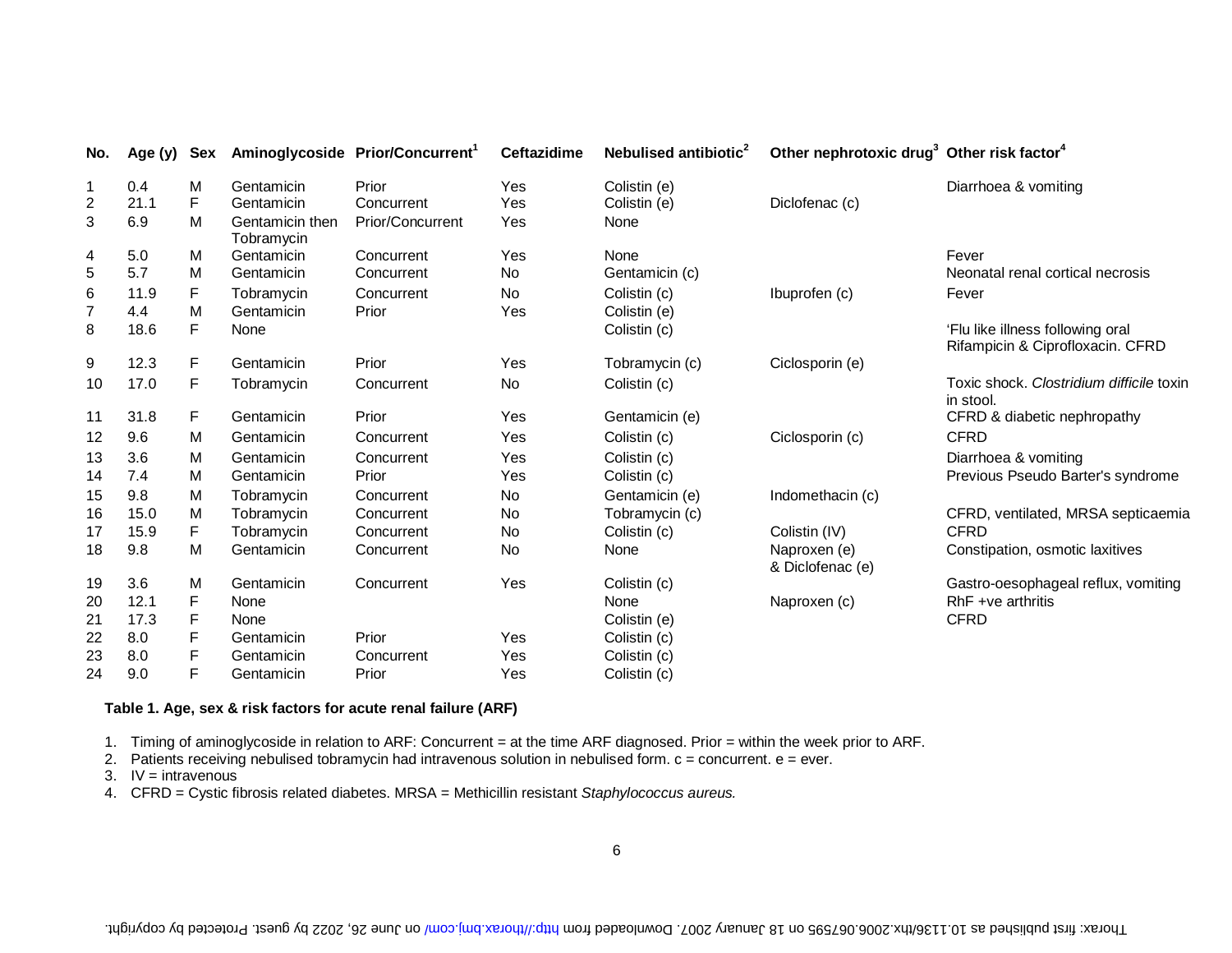| No. | Age (y) | Sex | Aminoglycoside | Prior/Concurrent[1] | Ceftazidime | Nebulised antibiotic[2] | Other nephrotoxic drug[3] | Other risk factor[4] |
|---|---|---|---|---|---|---|---|---|
| 1 | 0.4 | M | Gentamicin | Prior | Yes | Colistin (e) | | Diarrhoea & vomiting |
| 2 | 21.1 | F | Gentamicin | Concurrent | Yes | Colistin (e) | Diclofenac (c) | |
| 3 | 6.9 | M | Gentamicin then Tobramycin | Prior/Concurrent | Yes | None | | |
| 4 | 5.0 | M | Gentamicin | Concurrent | Yes | None | | Fever |
| 5 | 5.7 | M | Gentamicin | Concurrent | No | Gentamicin (c) | | Neonatal renal cortical necrosis |
| 6 | 11.9 | F | Tobramycin | Concurrent | No | Colistin (c) | Ibuprofen (c) | Fever |
| 7 | 4.4 | M | Gentamicin | Prior | Yes | Colistin (e) | | |
| 8 | 18.6 | F | None | | | Colistin (c) | | 'Flu like illness following oral Rifampicin & Ciprofloxacin. CFRD |
| 9 | 12.3 | F | Gentamicin | Prior | Yes | Tobramycin (c) | Ciclosporin (e) | |
| 10 | 17.0 | F | Tobramycin | Concurrent | No | Colistin (c) | | Toxic shock. *Clostridium difficile* toxin in stool. |
| 11 | 31.8 | F | Gentamicin | Prior | Yes | Gentamicin (e) | | CFRD & diabetic nephropathy |
| 12 | 9.6 | M | Gentamicin | Concurrent | Yes | Colistin (c) | Ciclosporin (c) | CFRD |
| 13 | 3.6 | M | Gentamicin | Concurrent | Yes | Colistin (c) | | Diarrhoea & vomiting |
| 14 | 7.4 | M | Gentamicin | Prior | Yes | Colistin (c) | | Previous Pseudo Barter's syndrome |
| 15 | 9.8 | M | Tobramycin | Concurrent | No | Gentamicin (e) | Indomethacin (c) | |
| 16 | 15.0 | M | Tobramycin | Concurrent | No | Tobramycin (c) | | CFRD, ventilated, MRSA septicaemia |
| 17 | 15.9 | F | Tobramycin | Concurrent | No | Colistin (c) | Colistin (IV) | CFRD |
| 18 | 9.8 | M | Gentamicin | Concurrent | No | None | Naproxen (e) & Diclofenac (e) | Constipation, osmotic laxitives |
| 19 | 3.6 | M | Gentamicin | Concurrent | Yes | Colistin (c) | | Gastro-oesophageal reflux, vomiting |
| 20 | 12.1 | F | None | | | None | Naproxen (c) | RhF +ve arthritis |
| 21 | 17.3 | F | None | | | Colistin (e) | | CFRD |
| 22 | 8.0 | F | Gentamicin | Prior | Yes | Colistin (c) | | |
| 23 | 8.0 | F | Gentamicin | Concurrent | Yes | Colistin (c) | | |
| 24 | 9.0 | F | Gentamicin | Prior | Yes | Colistin (c) | | |

**Table 1. Age, sex & risk factors for acute renal failure (ARF)**

1. Timing of aminoglycoside in relation to ARF: Concurrent = at the time ARF diagnosed. Prior = within the week prior to ARF.
2. Patients receiving nebulised tobramycin had intravenous solution in nebulised form. c = concurrent. e = ever.
3. IV = intravenous
4. CFRD = Cystic fibrosis related diabetes. MRSA = Methicillin resistant *Staphylococcus aureus.*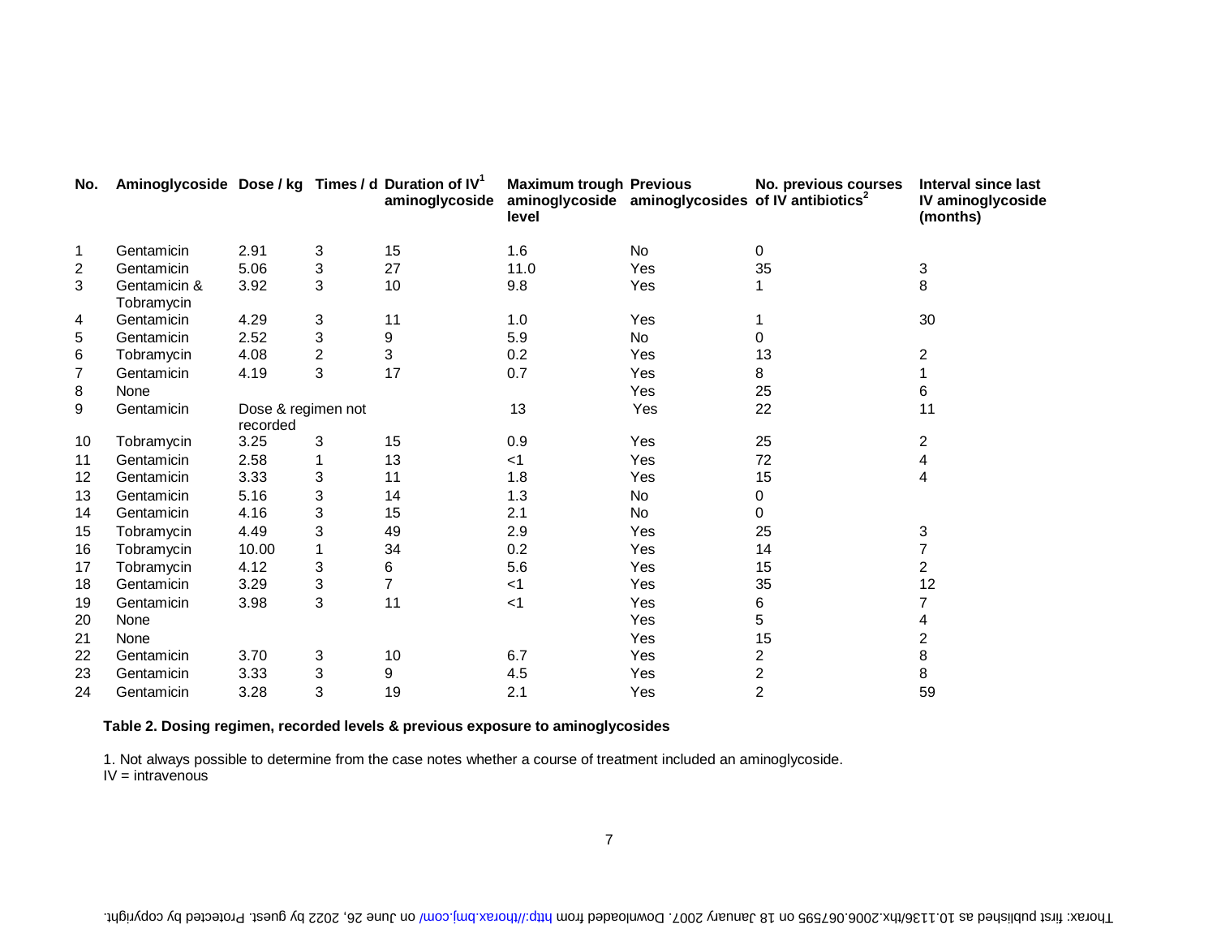| No. | Aminoglycoside | Dose / kg | Times / d | Duration of IV[1] aminoglycoside | Maximum trough aminoglycoside level | Previous aminoglycosides | No. previous courses of IV antibiotics[2] | Interval since last IV aminoglycoside (months) |
|---|---|---|---|---|---|---|---|---|
| 1 | Gentamicin | 2.91 | 3 | 15 | 1.6 | No | 0 | |
| 2 | Gentamicin | 5.06 | 3 | 27 | 11.0 | Yes | 35 | 3 |
| 3 | Gentamicin & Tobramycin | 3.92 | 3 | 10 | 9.8 | Yes | 1 | 8 |
| 4 | Gentamicin | 4.29 | 3 | 11 | 1.0 | Yes | 1 | 30 |
| 5 | Gentamicin | 2.52 | 3 | 9 | 5.9 | No | 0 | |
| 6 | Tobramycin | 4.08 | 2 | 3 | 0.2 | Yes | 13 | 2 |
| 7 | Gentamicin | 4.19 | 3 | 17 | 0.7 | Yes | 8 | 1 |
| 8 | None | | | | | Yes | 25 | 6 |
| 9 | Gentamicin | Dose & regimen not recorded | | | 13 | Yes | 22 | 11 |
| 10 | Tobramycin | 3.25 | 3 | 15 | 0.9 | Yes | 25 | 2 |
| 11 | Gentamicin | 2.58 | 1 | 13 | <1 | Yes | 72 | 4 |
| 12 | Gentamicin | 3.33 | 3 | 11 | 1.8 | Yes | 15 | 4 |
| 13 | Gentamicin | 5.16 | 3 | 14 | 1.3 | No | 0 | |
| 14 | Gentamicin | 4.16 | 3 | 15 | 2.1 | No | 0 | |
| 15 | Tobramycin | 4.49 | 3 | 49 | 2.9 | Yes | 25 | 3 |
| 16 | Tobramycin | 10.00 | 1 | 34 | 0.2 | Yes | 14 | 7 |
| 17 | Tobramycin | 4.12 | 3 | 6 | 5.6 | Yes | 15 | 2 |
| 18 | Gentamicin | 3.29 | 3 | 7 | <1 | Yes | 35 | 12 |
| 19 | Gentamicin | 3.98 | 3 | 11 | <1 | Yes | 6 | 7 |
| 20 | None | | | | | Yes | 5 | 4 |
| 21 | None | | | | | Yes | 15 | 2 |
| 22 | Gentamicin | 3.70 | 3 | 10 | 6.7 | Yes | 2 | 8 |
| 23 | Gentamicin | 3.33 | 3 | 9 | 4.5 | Yes | 2 | 8 |
| 24 | Gentamicin | 3.28 | 3 | 19 | 2.1 | Yes | 2 | 59 |

**Table 2. Dosing regimen, recorded levels & previous exposure to aminoglycosides**

1. Not always possible to determine from the case notes whether a course of treatment included an aminoglycoside.
IV = intravenous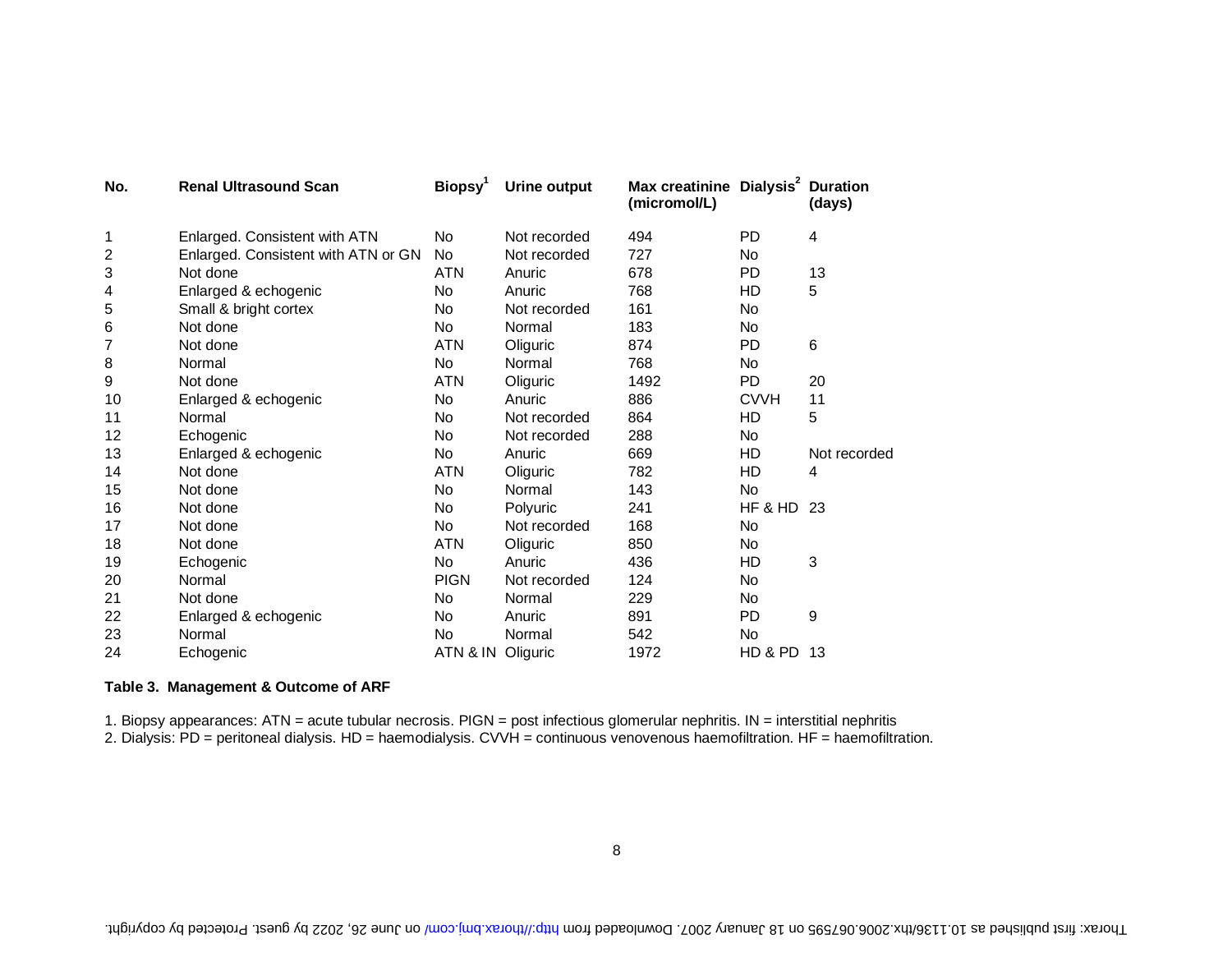| No. | Renal Ultrasound Scan | Biopsy[1] | Urine output | Max creatinine (micromol/L) | Dialysis[2] | Duration (days) |
|---|---|---|---|---|---|---|
| 1 | Enlarged. Consistent with ATN | No | Not recorded | 494 | PD | 4 |
| 2 | Enlarged. Consistent with ATN or GN | No | Not recorded | 727 | No | |
| 3 | Not done | ATN | Anuric | 678 | PD | 13 |
| 4 | Enlarged & echogenic | No | Anuric | 768 | HD | 5 |
| 5 | Small & bright cortex | No | Not recorded | 161 | No | |
| 6 | Not done | No | Normal | 183 | No | |
| 7 | Not done | ATN | Oliguric | 874 | PD | 6 |
| 8 | Normal | No | Normal | 768 | No | |
| 9 | Not done | ATN | Oliguric | 1492 | PD | 20 |
| 10 | Enlarged & echogenic | No | Anuric | 886 | CVVH | 11 |
| 11 | Normal | No | Not recorded | 864 | HD | 5 |
| 12 | Echogenic | No | Not recorded | 288 | No | |
| 13 | Enlarged & echogenic | No | Anuric | 669 | HD | Not recorded |
| 14 | Not done | ATN | Oliguric | 782 | HD | 4 |
| 15 | Not done | No | Normal | 143 | No | |
| 16 | Not done | No | Polyuric | 241 | HF & HD | 23 |
| 17 | Not done | No | Not recorded | 168 | No | |
| 18 | Not done | ATN | Oliguric | 850 | No | |
| 19 | Echogenic | No | Anuric | 436 | HD | 3 |
| 20 | Normal | PIGN | Not recorded | 124 | No | |
| 21 | Not done | No | Normal | 229 | No | |
| 22 | Enlarged & echogenic | No | Anuric | 891 | PD | 9 |
| 23 | Normal | No | Normal | 542 | No | |
| 24 | Echogenic | ATN & IN | Oliguric | 1972 | HD & PD | 13 |

**Table 3. Management & Outcome of ARF**

1. Biopsy appearances: ATN = acute tubular necrosis. PIGN = post infectious glomerular nephritis. IN = interstitial nephritis
2. Dialysis: PD = peritoneal dialysis. HD = haemodialysis. CVVH = continuous venovenous haemofiltration. HF = haemofiltration.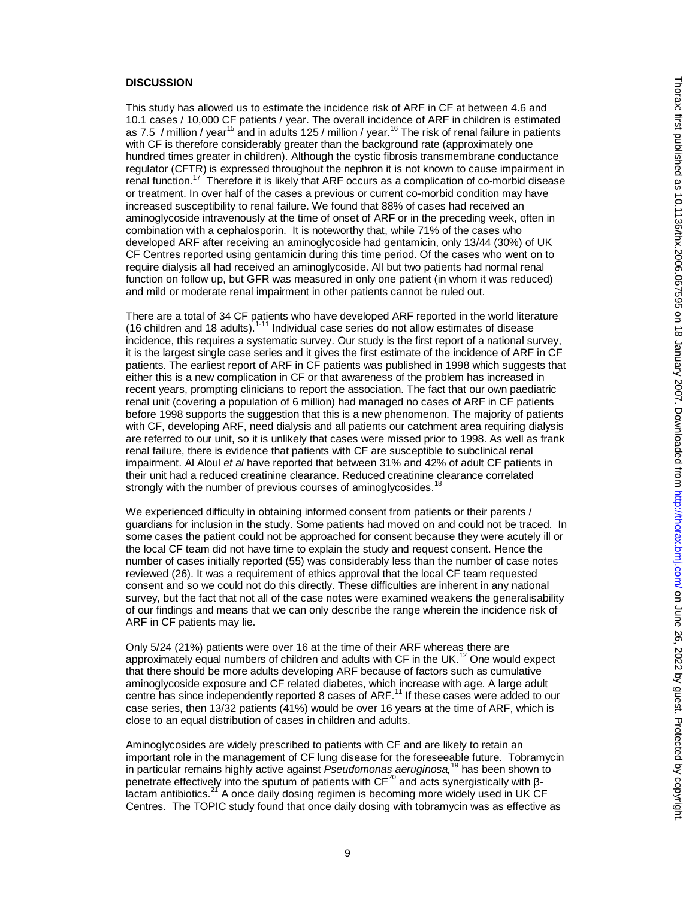**DISCUSSION**

This study has allowed us to estimate the incidence risk of ARF in CF at between 4.6 and 10.1 cases / 10,000 CF patients / year. The overall incidence of ARF in children is estimated as 7.5 / million / year[15] and in adults 125 / million / year.[16] The risk of renal failure in patients with CF is therefore considerably greater than the background rate (approximately one hundred times greater in children). Although the cystic fibrosis transmembrane conductance regulator (CFTR) is expressed throughout the nephron it is not known to cause impairment in renal function.[17] Therefore it is likely that ARF occurs as a complication of co-morbid disease or treatment. In over half of the cases a previous or current co-morbid condition may have increased susceptibility to renal failure. We found that 88% of cases had received an aminoglycoside intravenously at the time of onset of ARF or in the preceding week, often in combination with a cephalosporin. It is noteworthy that, while 71% of the cases who developed ARF after receiving an aminoglycoside had gentamicin, only 13/44 (30%) of UK CF Centres reported using gentamicin during this time period. Of the cases who went on to require dialysis all had received an aminoglycoside. All but two patients had normal renal function on follow up, but GFR was measured in only one patient (in whom it was reduced) and mild or moderate renal impairment in other patients cannot be ruled out.

There are a total of 34 CF patients who have developed ARF reported in the world literature (16 children and 18 adults).[1-11] Individual case series do not allow estimates of disease incidence, this requires a systematic survey. Our study is the first report of a national survey, it is the largest single case series and it gives the first estimate of the incidence of ARF in CF patients. The earliest report of ARF in CF patients was published in 1998 which suggests that either this is a new complication in CF or that awareness of the problem has increased in recent years, prompting clinicians to report the association. The fact that our own paediatric renal unit (covering a population of 6 million) had managed no cases of ARF in CF patients before 1998 supports the suggestion that this is a new phenomenon. The majority of patients with CF, developing ARF, need dialysis and all patients our catchment area requiring dialysis are referred to our unit, so it is unlikely that cases were missed prior to 1998. As well as frank renal failure, there is evidence that patients with CF are susceptible to subclinical renal impairment. Al Aloul *et al* have reported that between 31% and 42% of adult CF patients in their unit had a reduced creatinine clearance. Reduced creatinine clearance correlated strongly with the number of previous courses of aminoglycosides.[18]

We experienced difficulty in obtaining informed consent from patients or their parents / guardians for inclusion in the study. Some patients had moved on and could not be traced. In some cases the patient could not be approached for consent because they were acutely ill or the local CF team did not have time to explain the study and request consent. Hence the number of cases initially reported (55) was considerably less than the number of case notes reviewed (26). It was a requirement of ethics approval that the local CF team requested consent and so we could not do this directly. These difficulties are inherent in any national survey, but the fact that not all of the case notes were examined weakens the generalisability of our findings and means that we can only describe the range wherein the incidence risk of ARF in CF patients may lie.

Only 5/24 (21%) patients were over 16 at the time of their ARF whereas there are approximately equal numbers of children and adults with CF in the UK.[12] One would expect that there should be more adults developing ARF because of factors such as cumulative aminoglycoside exposure and CF related diabetes, which increase with age. A large adult centre has since independently reported 8 cases of ARF.[11] If these cases were added to our case series, then 13/32 patients (41%) would be over 16 years at the time of ARF, which is close to an equal distribution of cases in children and adults.

Aminoglycosides are widely prescribed to patients with CF and are likely to retain an important role in the management of CF lung disease for the foreseeable future. Tobramycin in particular remains highly active against *Pseudomonas aeruginosa,*[19] has been shown to penetrate effectively into the sputum of patients with CF[20] and acts synergistically with β-lactam antibiotics.[21] A once daily dosing regimen is becoming more widely used in UK CF Centres. The TOPIC study found that once daily dosing with tobramycin was as effective as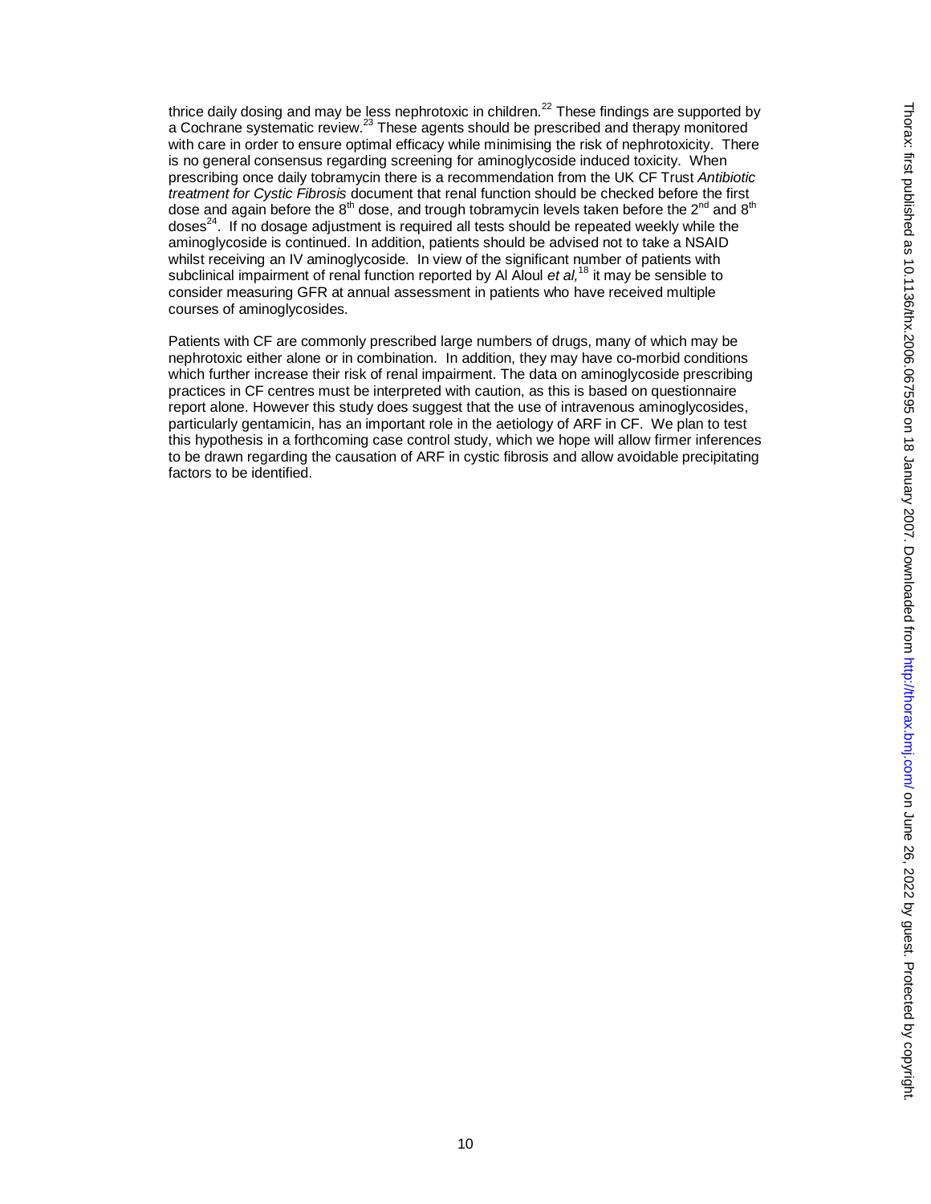thrice daily dosing and may be less nephrotoxic in children.[22] These findings are supported by a Cochrane systematic review.[23] These agents should be prescribed and therapy monitored with care in order to ensure optimal efficacy while minimising the risk of nephrotoxicity. There is no general consensus regarding screening for aminoglycoside induced toxicity. When prescribing once daily tobramycin there is a recommendation from the UK CF Trust *Antibiotic treatment for Cystic Fibrosis* document that renal function should be checked before the first dose and again before the 8th dose, and trough tobramycin levels taken before the 2nd and 8th doses[24]. If no dosage adjustment is required all tests should be repeated weekly while the aminoglycoside is continued. In addition, patients should be advised not to take a NSAID whilst receiving an IV aminoglycoside. In view of the significant number of patients with subclinical impairment of renal function reported by Al Aloul *et al,*[18] it may be sensible to consider measuring GFR at annual assessment in patients who have received multiple courses of aminoglycosides.

Patients with CF are commonly prescribed large numbers of drugs, many of which may be nephrotoxic either alone or in combination. In addition, they may have co-morbid conditions which further increase their risk of renal impairment. The data on aminoglycoside prescribing practices in CF centres must be interpreted with caution, as this is based on questionnaire report alone. However this study does suggest that the use of intravenous aminoglycosides, particularly gentamicin, has an important role in the aetiology of ARF in CF. We plan to test this hypothesis in a forthcoming case control study, which we hope will allow firmer inferences to be drawn regarding the causation of ARF in cystic fibrosis and allow avoidable precipitating factors to be identified.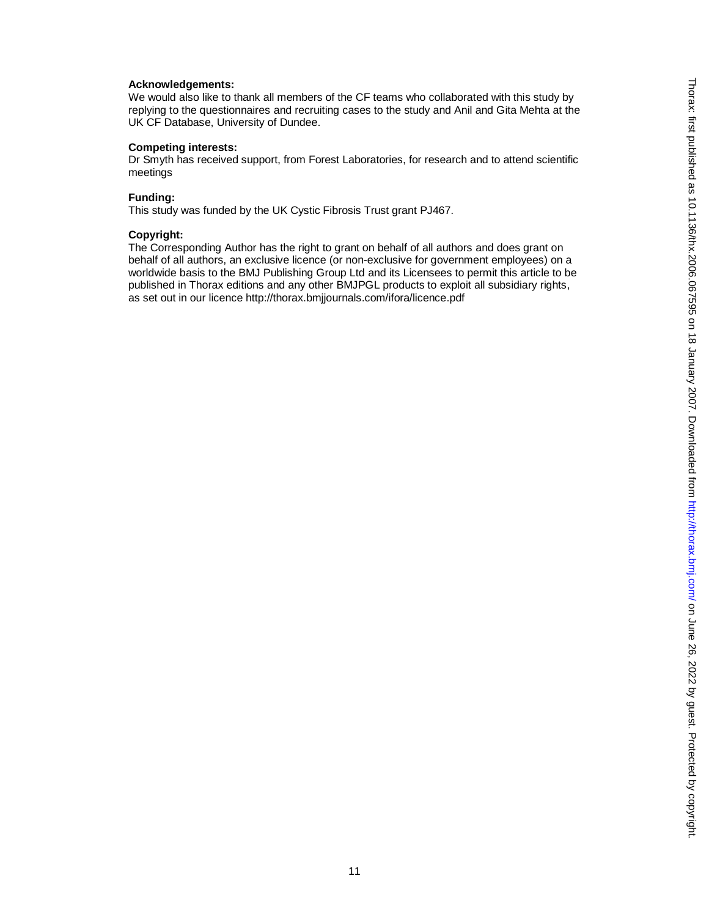**Acknowledgements:**

We would also like to thank all members of the CF teams who collaborated with this study by replying to the questionnaires and recruiting cases to the study and Anil and Gita Mehta at the UK CF Database, University of Dundee.

**Competing interests:**

Dr Smyth has received support, from Forest Laboratories, for research and to attend scientific meetings

**Funding:**

This study was funded by the UK Cystic Fibrosis Trust grant PJ467.

**Copyright:**

The Corresponding Author has the right to grant on behalf of all authors and does grant on behalf of all authors, an exclusive licence (or non-exclusive for government employees) on a worldwide basis to the BMJ Publishing Group Ltd and its Licensees to permit this article to be published in Thorax editions and any other BMJPGL products to exploit all subsidiary rights, as set out in our licence http://thorax.bmjjournals.com/ifora/licence.pdf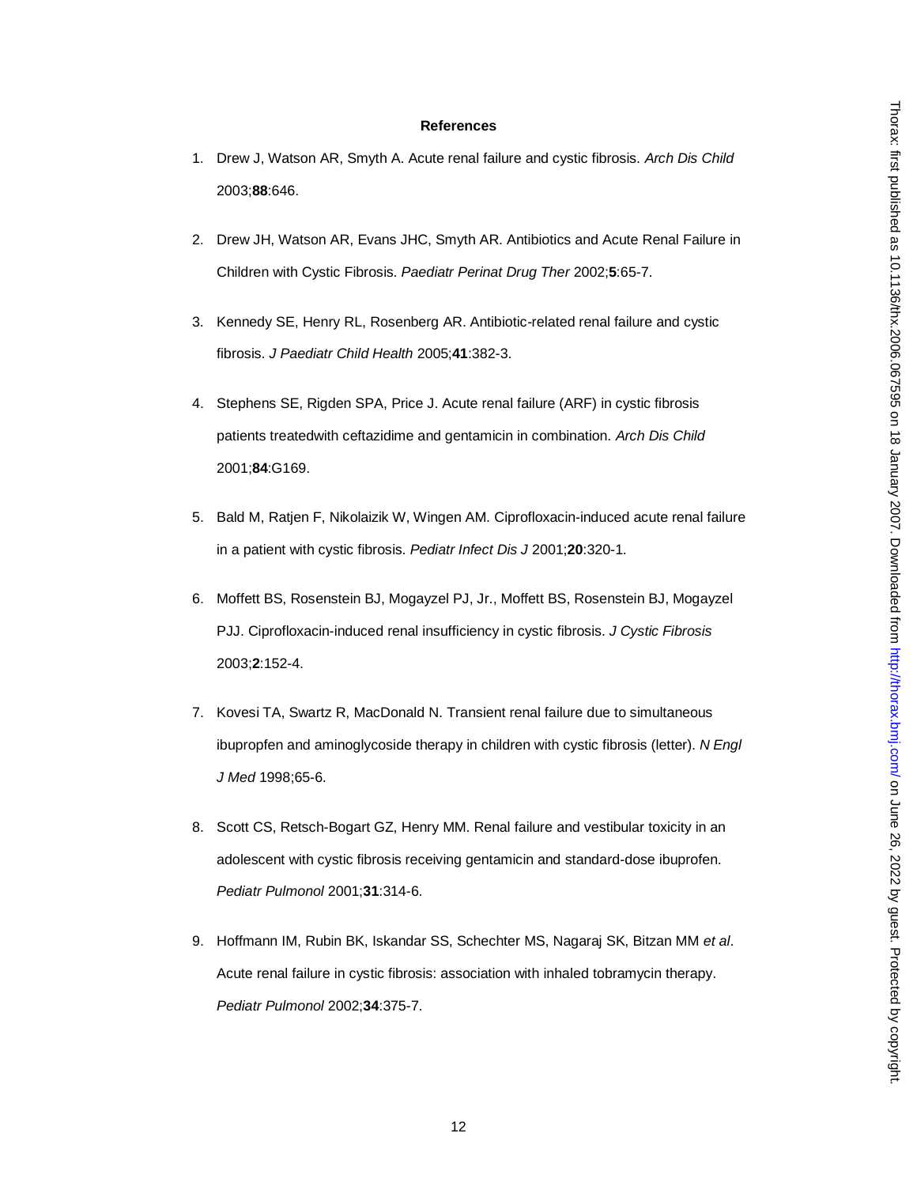## References

1. Drew J, Watson AR, Smyth A. Acute renal failure and cystic fibrosis. *Arch Dis Child* 2003;**88**:646.

2. Drew JH, Watson AR, Evans JHC, Smyth AR. Antibiotics and Acute Renal Failure in Children with Cystic Fibrosis. *Paediatr Perinat Drug Ther* 2002;**5**:65-7.

3. Kennedy SE, Henry RL, Rosenberg AR. Antibiotic-related renal failure and cystic fibrosis. *J Paediatr Child Health* 2005;**41**:382-3.

4. Stephens SE, Rigden SPA, Price J. Acute renal failure (ARF) in cystic fibrosis patients treatedwith ceftazidime and gentamicin in combination. *Arch Dis Child* 2001;**84**:G169.

5. Bald M, Ratjen F, Nikolaizik W, Wingen AM. Ciprofloxacin-induced acute renal failure in a patient with cystic fibrosis. *Pediatr Infect Dis J* 2001;**20**:320-1.

6. Moffett BS, Rosenstein BJ, Mogayzel PJ, Jr., Moffett BS, Rosenstein BJ, Mogayzel PJJ. Ciprofloxacin-induced renal insufficiency in cystic fibrosis. *J Cystic Fibrosis* 2003;**2**:152-4.

7. Kovesi TA, Swartz R, MacDonald N. Transient renal failure due to simultaneous ibupropfen and aminoglycoside therapy in children with cystic fibrosis (letter). *N Engl J Med* 1998;65-6.

8. Scott CS, Retsch-Bogart GZ, Henry MM. Renal failure and vestibular toxicity in an adolescent with cystic fibrosis receiving gentamicin and standard-dose ibuprofen. *Pediatr Pulmonol* 2001;**31**:314-6.

9. Hoffmann IM, Rubin BK, Iskandar SS, Schechter MS, Nagaraj SK, Bitzan MM *et al*. Acute renal failure in cystic fibrosis: association with inhaled tobramycin therapy. *Pediatr Pulmonol* 2002;**34**:375-7.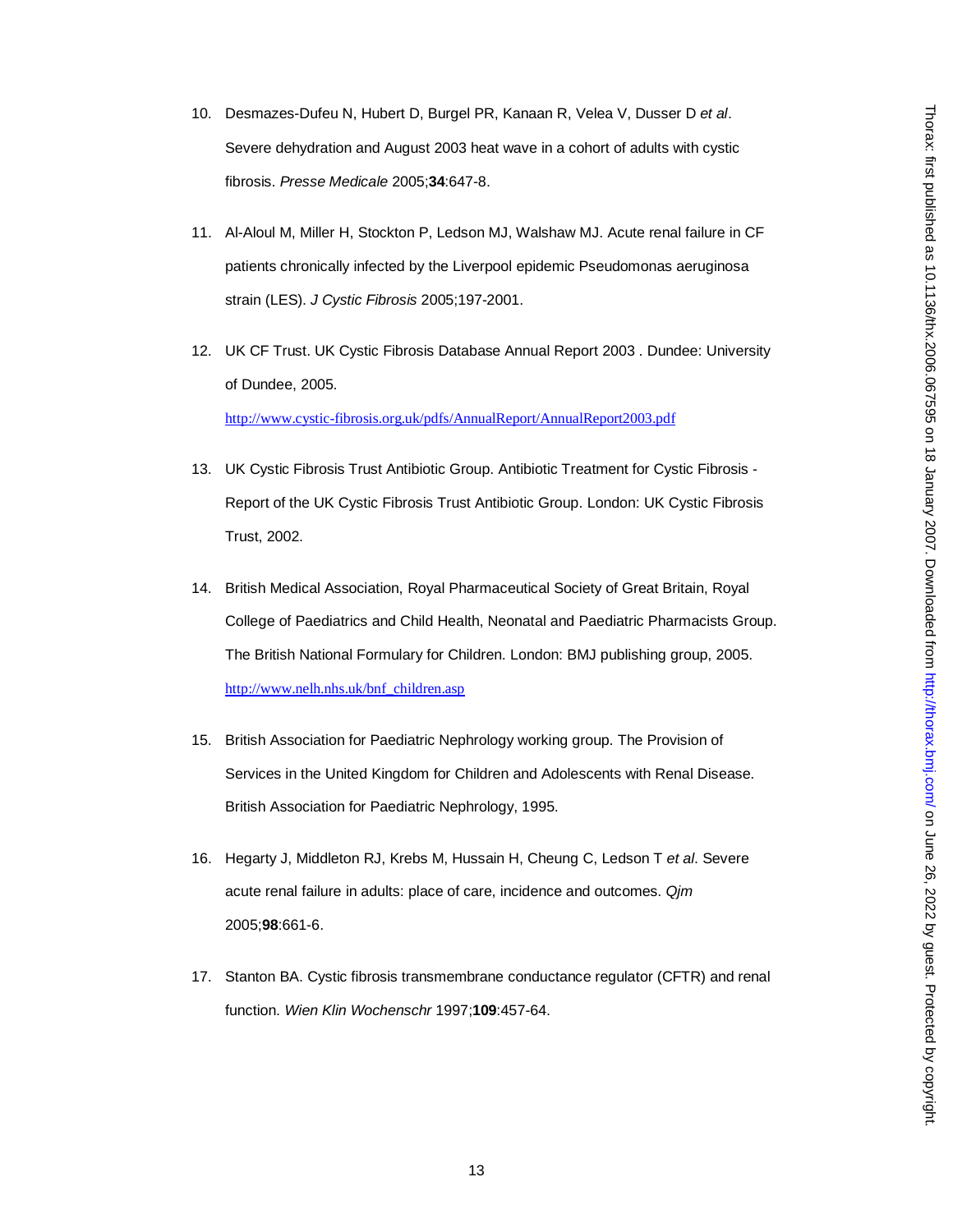10. Desmazes-Dufeu N, Hubert D, Burgel PR, Kanaan R, Velea V, Dusser D *et al*. Severe dehydration and August 2003 heat wave in a cohort of adults with cystic fibrosis. *Presse Medicale* 2005;**34**:647-8.

11. Al-Aloul M, Miller H, Stockton P, Ledson MJ, Walshaw MJ. Acute renal failure in CF patients chronically infected by the Liverpool epidemic Pseudomonas aeruginosa strain (LES). *J Cystic Fibrosis* 2005;197-2001.

12. UK CF Trust. UK Cystic Fibrosis Database Annual Report 2003 . Dundee: University of Dundee, 2005. http://www.cystic-fibrosis.org.uk/pdfs/AnnualReport/AnnualReport2003.pdf

13. UK Cystic Fibrosis Trust Antibiotic Group. Antibiotic Treatment for Cystic Fibrosis - Report of the UK Cystic Fibrosis Trust Antibiotic Group. London: UK Cystic Fibrosis Trust, 2002.

14. British Medical Association, Royal Pharmaceutical Society of Great Britain, Royal College of Paediatrics and Child Health, Neonatal and Paediatric Pharmacists Group. The British National Formulary for Children. London: BMJ publishing group, 2005. http://www.nelh.nhs.uk/bnf_children.asp

15. British Association for Paediatric Nephrology working group. The Provision of Services in the United Kingdom for Children and Adolescents with Renal Disease. British Association for Paediatric Nephrology, 1995.

16. Hegarty J, Middleton RJ, Krebs M, Hussain H, Cheung C, Ledson T *et al*. Severe acute renal failure in adults: place of care, incidence and outcomes. *Qjm* 2005;**98**:661-6.

17. Stanton BA. Cystic fibrosis transmembrane conductance regulator (CFTR) and renal function. *Wien Klin Wochenschr* 1997;**109**:457-64.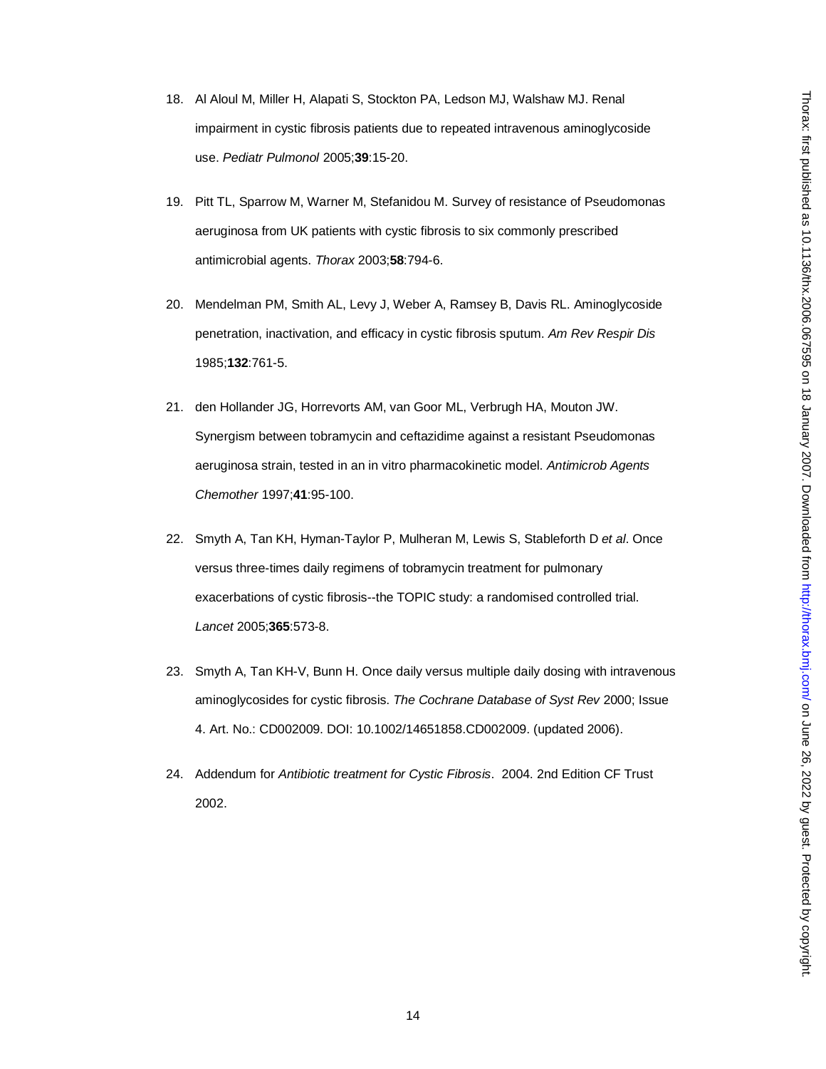18. Al Aloul M, Miller H, Alapati S, Stockton PA, Ledson MJ, Walshaw MJ. Renal impairment in cystic fibrosis patients due to repeated intravenous aminoglycoside use. *Pediatr Pulmonol* 2005;**39**:15-20.

19. Pitt TL, Sparrow M, Warner M, Stefanidou M. Survey of resistance of Pseudomonas aeruginosa from UK patients with cystic fibrosis to six commonly prescribed antimicrobial agents. *Thorax* 2003;**58**:794-6.

20. Mendelman PM, Smith AL, Levy J, Weber A, Ramsey B, Davis RL. Aminoglycoside penetration, inactivation, and efficacy in cystic fibrosis sputum. *Am Rev Respir Dis* 1985;**132**:761-5.

21. den Hollander JG, Horrevorts AM, van Goor ML, Verbrugh HA, Mouton JW. Synergism between tobramycin and ceftazidime against a resistant Pseudomonas aeruginosa strain, tested in an in vitro pharmacokinetic model. *Antimicrob Agents Chemother* 1997;**41**:95-100.

22. Smyth A, Tan KH, Hyman-Taylor P, Mulheran M, Lewis S, Stableforth D *et al*. Once versus three-times daily regimens of tobramycin treatment for pulmonary exacerbations of cystic fibrosis--the TOPIC study: a randomised controlled trial. *Lancet* 2005;**365**:573-8.

23. Smyth A, Tan KH-V, Bunn H. Once daily versus multiple daily dosing with intravenous aminoglycosides for cystic fibrosis. *The Cochrane Database of Syst Rev* 2000; Issue 4. Art. No.: CD002009. DOI: 10.1002/14651858.CD002009. (updated 2006).

24. Addendum for *Antibiotic treatment for Cystic Fibrosis*. 2004. 2nd Edition CF Trust 2002.